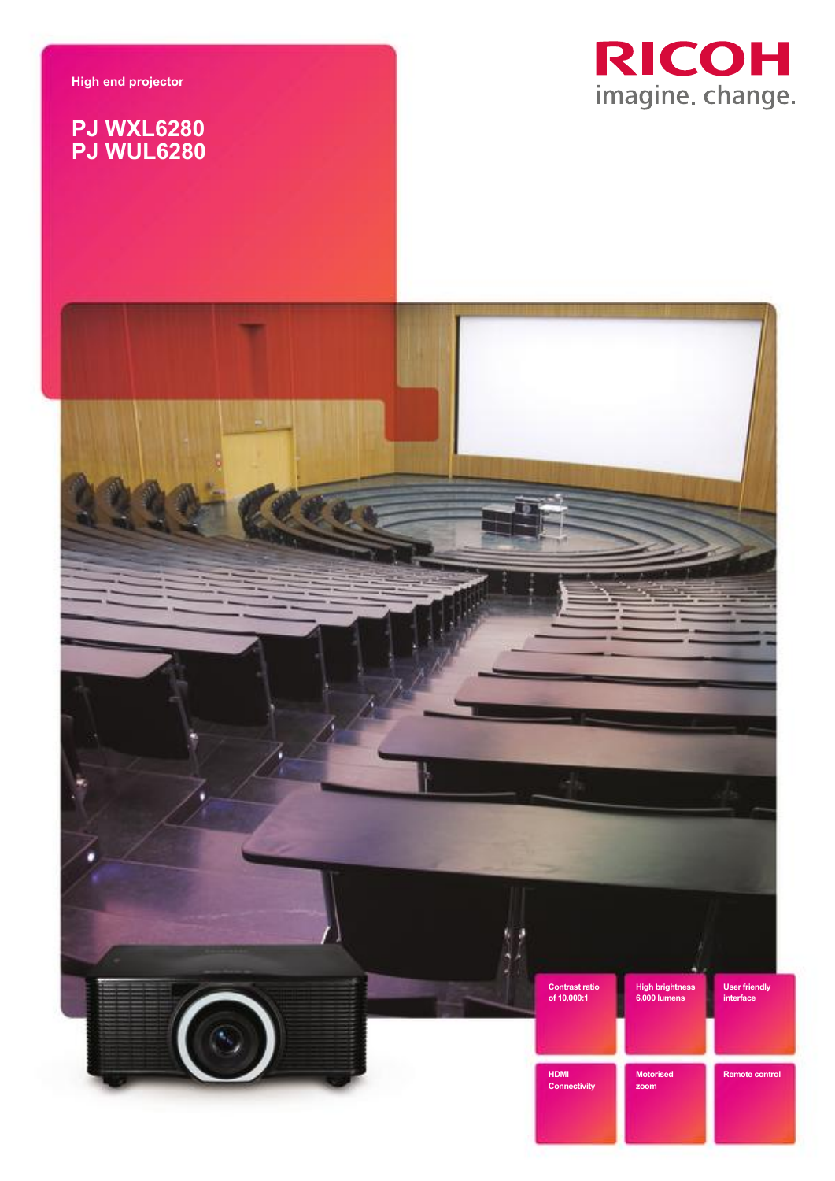High end projector

# PJ WXL6280
# PJ WUL6280

RICOH
imagine. change.

- Contrast ratio of 10,000:1
- High brightness 6,000 lumens
- User friendly interface
- HDMI Connectivity
- Motorised zoom
- Remote control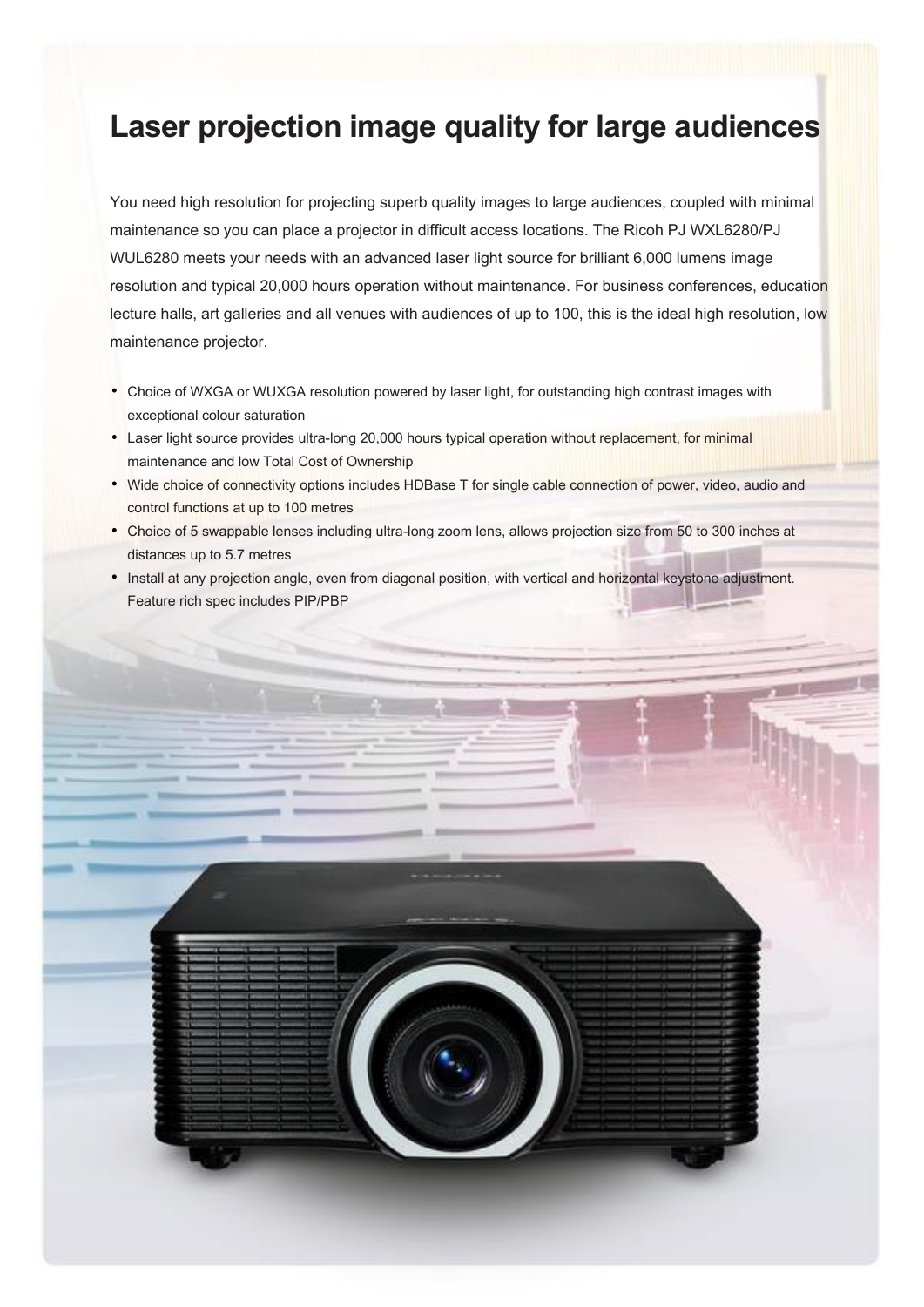# Laser projection image quality for large audiences

You need high resolution for projecting superb quality images to large audiences, coupled with minimal maintenance so you can place a projector in difficult access locations. The Ricoh PJ WXL6280/PJ WUL6280 meets your needs with an advanced laser light source for brilliant 6,000 lumens image resolution and typical 20,000 hours operation without maintenance. For business conferences, education lecture halls, art galleries and all venues with audiences of up to 100, this is the ideal high resolution, low maintenance projector.

- Choice of WXGA or WUXGA resolution powered by laser light, for outstanding high contrast images with exceptional colour saturation
- Laser light source provides ultra-long 20,000 hours typical operation without replacement, for minimal maintenance and low Total Cost of Ownership
- Wide choice of connectivity options includes HDBase T for single cable connection of power, video, audio and control functions at up to 100 metres
- Choice of 5 swappable lenses including ultra-long zoom lens, allows projection size from 50 to 300 inches at distances up to 5.7 metres
- Install at any projection angle, even from diagonal position, with vertical and horizontal keystone adjustment. Feature rich spec includes PIP/PBP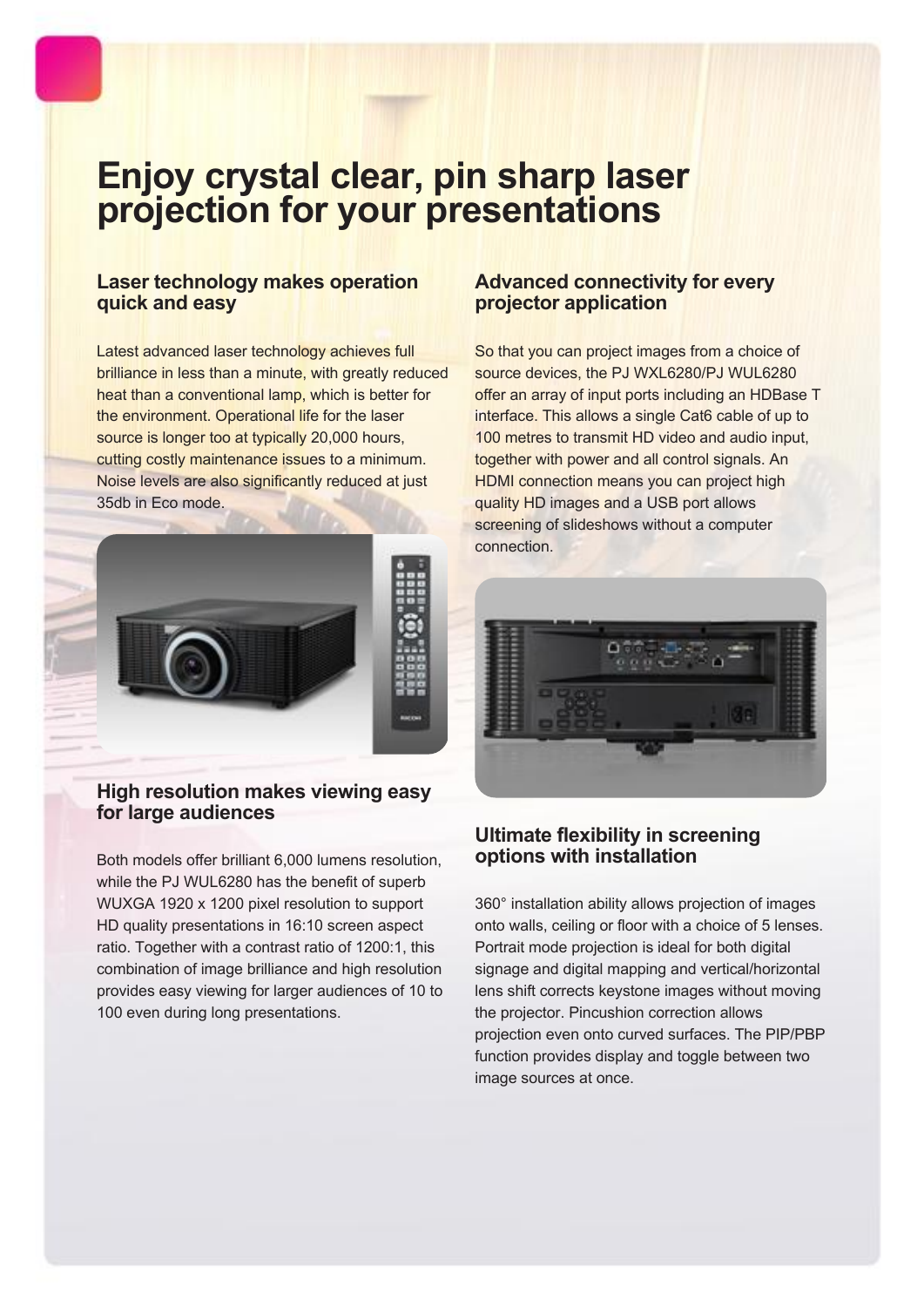# Enjoy crystal clear, pin sharp laser projection for your presentations

## Laser technology makes operation quick and easy

Latest advanced laser technology achieves full brilliance in less than a minute, with greatly reduced heat than a conventional lamp, which is better for the environment. Operational life for the laser source is longer too at typically 20,000 hours, cutting costly maintenance issues to a minimum. Noise levels are also significantly reduced at just 35db in Eco mode.

## High resolution makes viewing easy for large audiences

Both models offer brilliant 6,000 lumens resolution, while the PJ WUL6280 has the benefit of superb WUXGA 1920 x 1200 pixel resolution to support HD quality presentations in 16:10 screen aspect ratio. Together with a contrast ratio of 1200:1, this combination of image brilliance and high resolution provides easy viewing for larger audiences of 10 to 100 even during long presentations.

## Advanced connectivity for every projector application

So that you can project images from a choice of source devices, the PJ WXL6280/PJ WUL6280 offer an array of input ports including an HDBase T interface. This allows a single Cat6 cable of up to 100 metres to transmit HD video and audio input, together with power and all control signals. An HDMI connection means you can project high quality HD images and a USB port allows screening of slideshows without a computer connection.

## Ultimate flexibility in screening options with installation

360° installation ability allows projection of images onto walls, ceiling or floor with a choice of 5 lenses. Portrait mode projection is ideal for both digital signage and digital mapping and vertical/horizontal lens shift corrects keystone images without moving the projector. Pincushion correction allows projection even onto curved surfaces. The PIP/PBP function provides display and toggle between two image sources at once.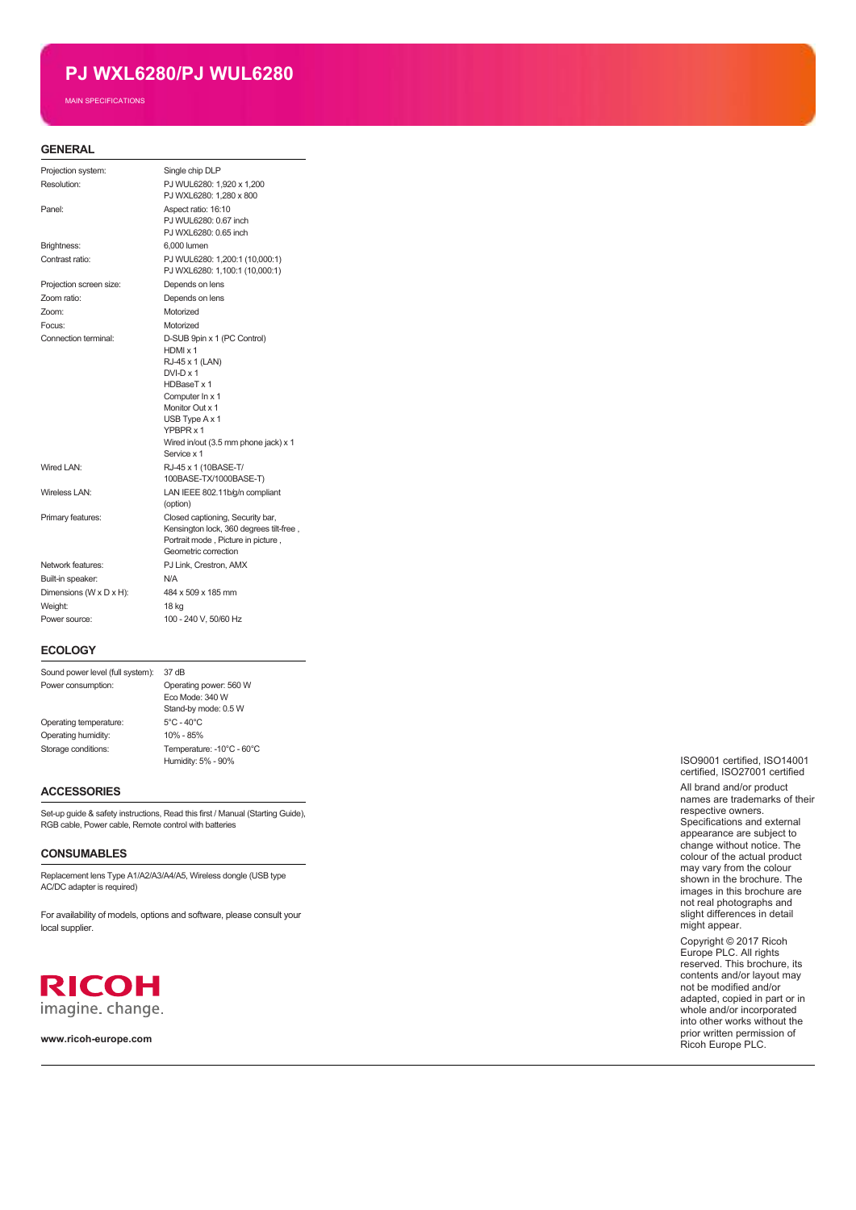# PJ WXL6280/PJ WUL6280

MAIN SPECIFICATIONS

## GENERAL

| | |
|---|---|
| Projection system: | Single chip DLP |
| Resolution: | PJ WUL6280: 1,920 x 1,200<br>PJ WXL6280: 1,280 x 800 |
| Panel: | Aspect ratio: 16:10<br>PJ WUL6280: 0.67 inch<br>PJ WXL6280: 0.65 inch |
| Brightness: | 6,000 lumen |
| Contrast ratio: | PJ WUL6280: 1,200:1 (10,000:1)<br>PJ WXL6280: 1,100:1 (10,000:1) |
| Projection screen size: | Depends on lens |
| Zoom ratio: | Depends on lens |
| Zoom: | Motorized |
| Focus: | Motorized |
| Connection terminal: | D-SUB 9pin x 1 (PC Control)<br>HDMI x 1<br>RJ-45 x 1 (LAN)<br>DVI-D x 1<br>HDBaseT x 1<br>Computer In x 1<br>Monitor Out x 1<br>USB Type A x 1<br>YPBPR x 1<br>Wired in/out (3.5 mm phone jack) x 1<br>Service x 1 |
| Wired LAN: | RJ-45 x 1 (10BASE-T/ 100BASE-TX/1000BASE-T) |
| Wireless LAN: | LAN IEEE 802.11b/g/n compliant (option) |
| Primary features: | Closed captioning, Security bar, Kensington lock, 360 degrees tilt-free , Portrait mode , Picture in picture , Geometric correction |
| Network features: | PJ Link, Crestron, AMX |
| Built-in speaker: | N/A |
| Dimensions (W x D x H): | 484 x 509 x 185 mm |
| Weight: | 18 kg |
| Power source: | 100 - 240 V, 50/60 Hz |

## ECOLOGY

| | |
|---|---|
| Sound power level (full system): | 37 dB |
| Power consumption: | Operating power: 560 W<br>Eco Mode: 340 W<br>Stand-by mode: 0.5 W |
| Operating temperature: | 5°C - 40°C |
| Operating humidity: | 10% - 85% |
| Storage conditions: | Temperature: -10°C - 60°C<br>Humidity: 5% - 90% |

## ACCESSORIES

Set-up guide & safety instructions, Read this first / Manual (Starting Guide), RGB cable, Power cable, Remote control with batteries

## CONSUMABLES

Replacement lens Type A1/A2/A3/A4/A5, Wireless dongle (USB type AC/DC adapter is required)

For availability of models, options and software, please consult your local supplier.

RICOH
imagine. change.

**www.ricoh-europe.com**

ISO9001 certified, ISO14001 certified, ISO27001 certified

All brand and/or product names are trademarks of their respective owners. Specifications and external appearance are subject to change without notice. The colour of the actual product may vary from the colour shown in the brochure. The images in this brochure are not real photographs and slight differences in detail might appear.

Copyright © 2017 Ricoh Europe PLC. All rights reserved. This brochure, its contents and/or layout may not be modified and/or adapted, copied in part or in whole and/or incorporated into other works without the prior written permission of Ricoh Europe PLC.